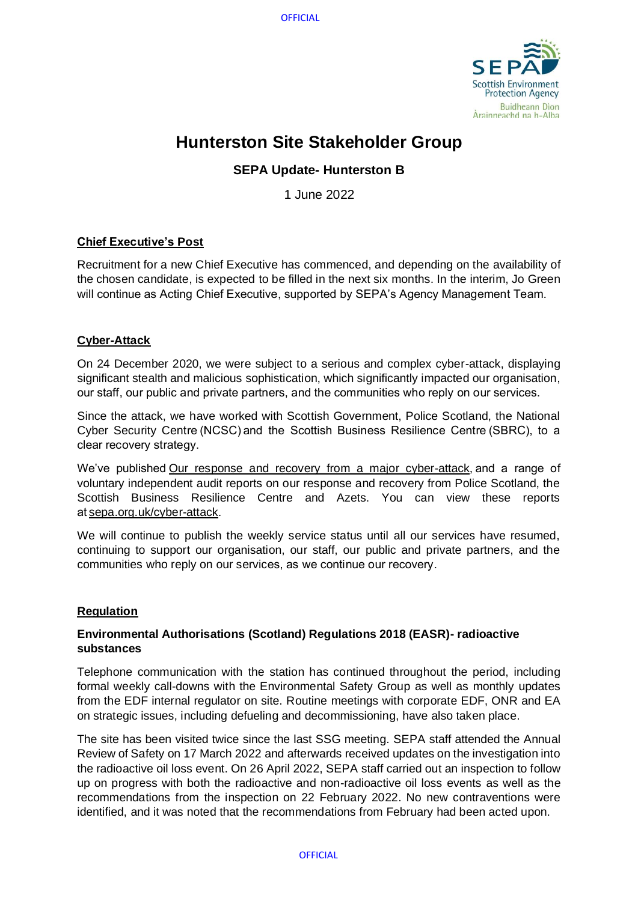# Hunterston Site Stakeholder Group

## SEPA Update- Hunterston B

1 June 2022

**Chief Executive's Post**

Recruitment for a new Chief Executive has commenced, and depending on the availability of the chosen candidate, is expected to be filled in the next six months. In the interim, Jo Green will continue as Acting Chief Executive, supported by SEPA's Agency Management Team.

**Cyber-Attack**

On 24 December 2020, we were subject to a serious and complex cyber-attack, displaying significant stealth and malicious sophistication, which significantly impacted our organisation, our staff, our public and private partners, and the communities who reply on our services.

Since the attack, we have worked with Scottish Government, Police Scotland, the National Cyber Security Centre (NCSC) and the Scottish Business Resilience Centre (SBRC), to a clear recovery strategy.

We've published Our response and recovery from a major cyber-attack, and a range of voluntary independent audit reports on our response and recovery from Police Scotland, the Scottish Business Resilience Centre and Azets. You can view these reports at sepa.org.uk/cyber-attack.

We will continue to publish the weekly service status until all our services have resumed, continuing to support our organisation, our staff, our public and private partners, and the communities who reply on our services, as we continue our recovery.

**Regulation**

**Environmental Authorisations (Scotland) Regulations 2018 (EASR)- radioactive substances**

Telephone communication with the station has continued throughout the period, including formal weekly call-downs with the Environmental Safety Group as well as monthly updates from the EDF internal regulator on site. Routine meetings with corporate EDF, ONR and EA on strategic issues, including defueling and decommissioning, have also taken place.

The site has been visited twice since the last SSG meeting. SEPA staff attended the Annual Review of Safety on 17 March 2022 and afterwards received updates on the investigation into the radioactive oil loss event. On 26 April 2022, SEPA staff carried out an inspection to follow up on progress with both the radioactive and non-radioactive oil loss events as well as the recommendations from the inspection on 22 February 2022. No new contraventions were identified, and it was noted that the recommendations from February had been acted upon.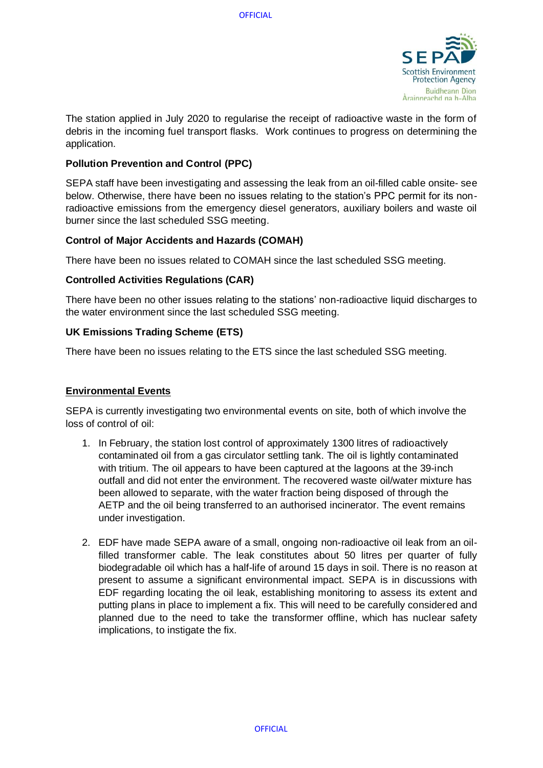The station applied in July 2020 to regularise the receipt of radioactive waste in the form of debris in the incoming fuel transport flasks. Work continues to progress on determining the application.

**Pollution Prevention and Control (PPC)**

SEPA staff have been investigating and assessing the leak from an oil-filled cable onsite- see below. Otherwise, there have been no issues relating to the station's PPC permit for its non-radioactive emissions from the emergency diesel generators, auxiliary boilers and waste oil burner since the last scheduled SSG meeting.

**Control of Major Accidents and Hazards (COMAH)**

There have been no issues related to COMAH since the last scheduled SSG meeting.

**Controlled Activities Regulations (CAR)**

There have been no other issues relating to the stations' non-radioactive liquid discharges to the water environment since the last scheduled SSG meeting.

**UK Emissions Trading Scheme (ETS)**

There have been no issues relating to the ETS since the last scheduled SSG meeting.

## Environmental Events

SEPA is currently investigating two environmental events on site, both of which involve the loss of control of oil:

1. In February, the station lost control of approximately 1300 litres of radioactively contaminated oil from a gas circulator settling tank. The oil is lightly contaminated with tritium. The oil appears to have been captured at the lagoons at the 39-inch outfall and did not enter the environment. The recovered waste oil/water mixture has been allowed to separate, with the water fraction being disposed of through the AETP and the oil being transferred to an authorised incinerator. The event remains under investigation.

2. EDF have made SEPA aware of a small, ongoing non-radioactive oil leak from an oil-filled transformer cable. The leak constitutes about 50 litres per quarter of fully biodegradable oil which has a half-life of around 15 days in soil. There is no reason at present to assume a significant environmental impact. SEPA is in discussions with EDF regarding locating the oil leak, establishing monitoring to assess its extent and putting plans in place to implement a fix. This will need to be carefully considered and planned due to the need to take the transformer offline, which has nuclear safety implications, to instigate the fix.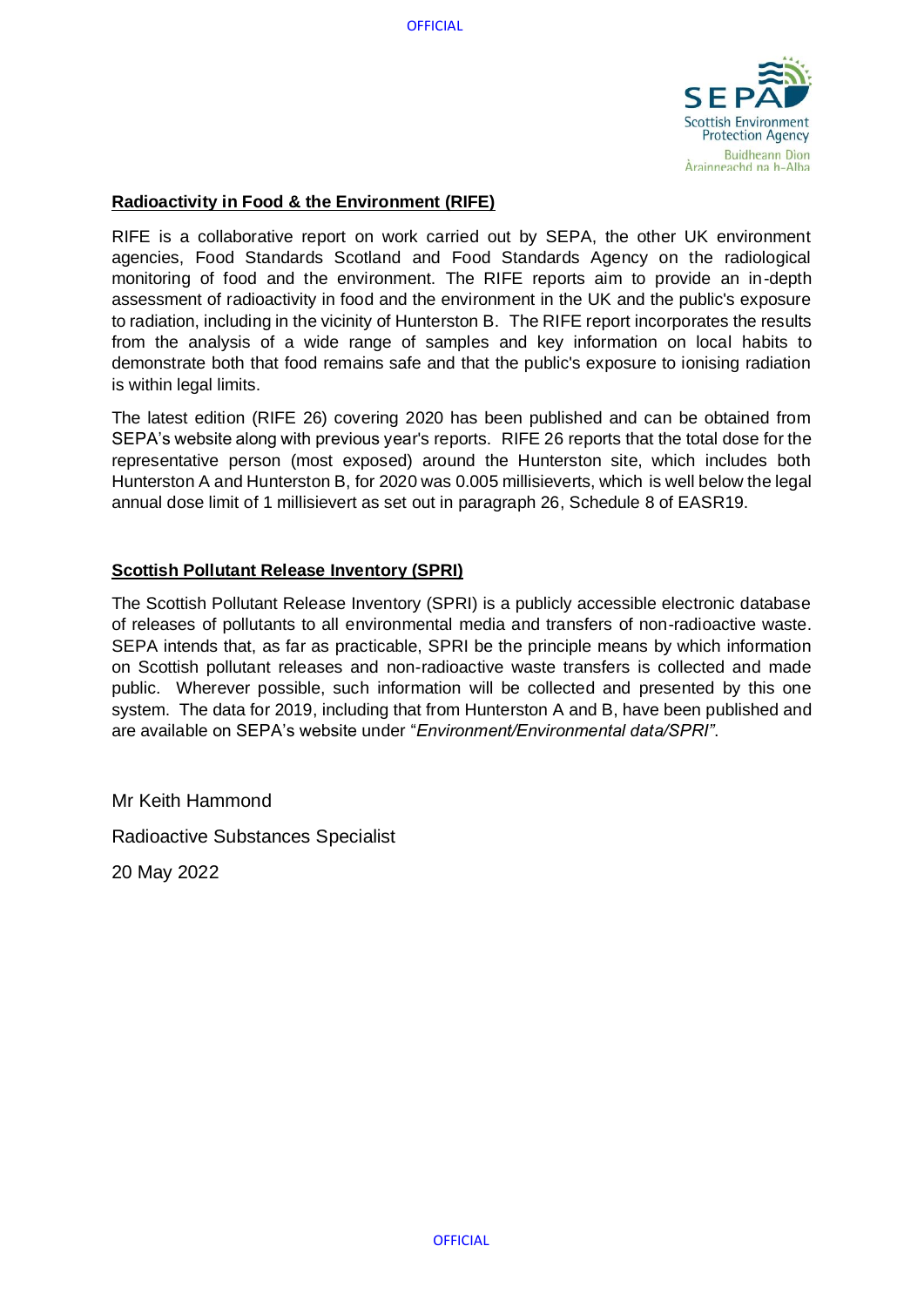**Radioactivity in Food & the Environment (RIFE)**

RIFE is a collaborative report on work carried out by SEPA, the other UK environment agencies, Food Standards Scotland and Food Standards Agency on the radiological monitoring of food and the environment. The RIFE reports aim to provide an in-depth assessment of radioactivity in food and the environment in the UK and the public's exposure to radiation, including in the vicinity of Hunterston B. The RIFE report incorporates the results from the analysis of a wide range of samples and key information on local habits to demonstrate both that food remains safe and that the public's exposure to ionising radiation is within legal limits.

The latest edition (RIFE 26) covering 2020 has been published and can be obtained from SEPA's website along with previous year's reports. RIFE 26 reports that the total dose for the representative person (most exposed) around the Hunterston site, which includes both Hunterston A and Hunterston B, for 2020 was 0.005 millisieverts, which is well below the legal annual dose limit of 1 millisievert as set out in paragraph 26, Schedule 8 of EASR19.

**Scottish Pollutant Release Inventory (SPRI)**

The Scottish Pollutant Release Inventory (SPRI) is a publicly accessible electronic database of releases of pollutants to all environmental media and transfers of non-radioactive waste. SEPA intends that, as far as practicable, SPRI be the principle means by which information on Scottish pollutant releases and non-radioactive waste transfers is collected and made public. Wherever possible, such information will be collected and presented by this one system. The data for 2019, including that from Hunterston A and B, have been published and are available on SEPA's website under "*Environment/Environmental data/SPRI*".

Mr Keith Hammond

Radioactive Substances Specialist

20 May 2022